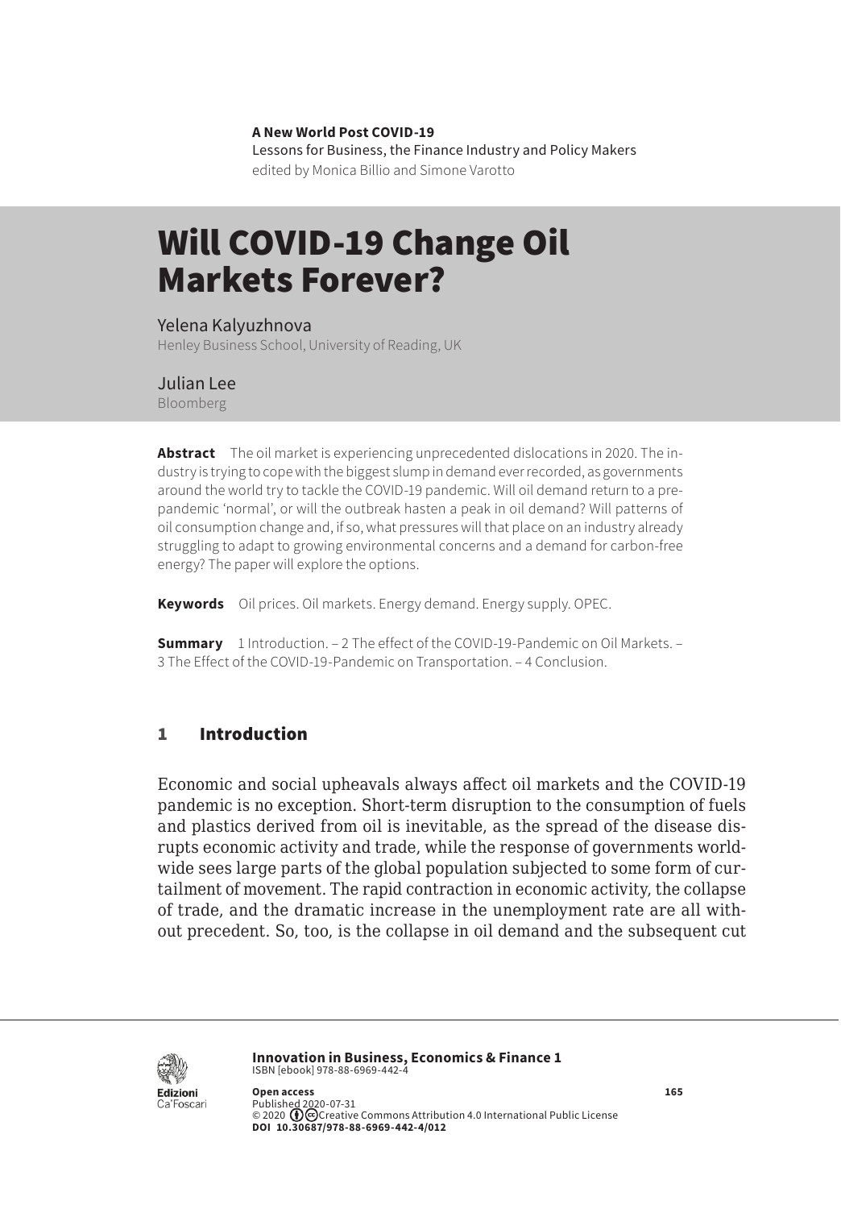**A New World Post COVID-19**
Lessons for Business, the Finance Industry and Policy Makers
edited by Monica Billio and Simone Varotto

# Will COVID-19 Change Oil Markets Forever?

Yelena Kalyuzhnova
Henley Business School, University of Reading, UK

Julian Lee
Bloomberg

**Abstract** The oil market is experiencing unprecedented dislocations in 2020. The industry is trying to cope with the biggest slump in demand ever recorded, as governments around the world try to tackle the COVID-19 pandemic. Will oil demand return to a pre-pandemic 'normal', or will the outbreak hasten a peak in oil demand? Will patterns of oil consumption change and, if so, what pressures will that place on an industry already struggling to adapt to growing environmental concerns and a demand for carbon-free energy? The paper will explore the options.

**Keywords** Oil prices. Oil markets. Energy demand. Energy supply. OPEC.

**Summary** 1 Introduction. – 2 The effect of the COVID-19-Pandemic on Oil Markets. – 3 The Effect of the COVID-19-Pandemic on Transportation. – 4 Conclusion.

## 1 Introduction

Economic and social upheavals always affect oil markets and the COVID-19 pandemic is no exception. Short-term disruption to the consumption of fuels and plastics derived from oil is inevitable, as the spread of the disease disrupts economic activity and trade, while the response of governments worldwide sees large parts of the global population subjected to some form of curtailment of movement. The rapid contraction in economic activity, the collapse of trade, and the dramatic increase in the unemployment rate are all without precedent. So, too, is the collapse in oil demand and the subsequent cut

**Innovation in Business, Economics & Finance 1**
ISBN [ebook] 978-88-6969-442-4

**Open access**
Published 2020-07-31
© 2020 Creative Commons Attribution 4.0 International Public License
**DOI 10.30687/978-88-6969-442-4/012**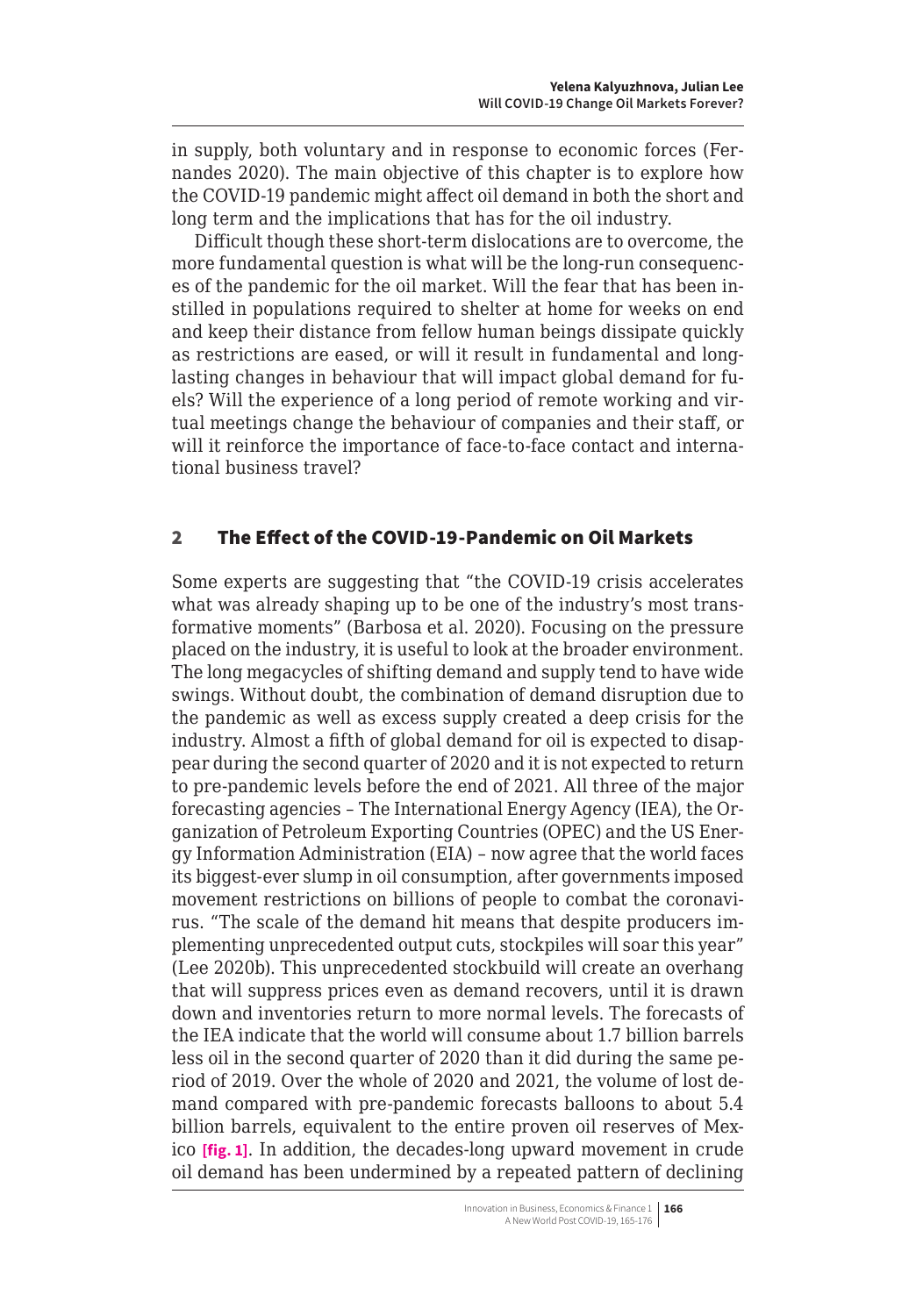in supply, both voluntary and in response to economic forces (Fernandes 2020). The main objective of this chapter is to explore how the COVID-19 pandemic might affect oil demand in both the short and long term and the implications that has for the oil industry.

Difficult though these short-term dislocations are to overcome, the more fundamental question is what will be the long-run consequences of the pandemic for the oil market. Will the fear that has been instilled in populations required to shelter at home for weeks on end and keep their distance from fellow human beings dissipate quickly as restrictions are eased, or will it result in fundamental and long-lasting changes in behaviour that will impact global demand for fuels? Will the experience of a long period of remote working and virtual meetings change the behaviour of companies and their staff, or will it reinforce the importance of face-to-face contact and international business travel?

## 2 The Effect of the COVID-19-Pandemic on Oil Markets

Some experts are suggesting that "the COVID-19 crisis accelerates what was already shaping up to be one of the industry's most transformative moments" (Barbosa et al. 2020). Focusing on the pressure placed on the industry, it is useful to look at the broader environment. The long megacycles of shifting demand and supply tend to have wide swings. Without doubt, the combination of demand disruption due to the pandemic as well as excess supply created a deep crisis for the industry. Almost a fifth of global demand for oil is expected to disappear during the second quarter of 2020 and it is not expected to return to pre-pandemic levels before the end of 2021. All three of the major forecasting agencies – The International Energy Agency (IEA), the Organization of Petroleum Exporting Countries (OPEC) and the US Energy Information Administration (EIA) – now agree that the world faces its biggest-ever slump in oil consumption, after governments imposed movement restrictions on billions of people to combat the coronavirus. "The scale of the demand hit means that despite producers implementing unprecedented output cuts, stockpiles will soar this year" (Lee 2020b). This unprecedented stockbuild will create an overhang that will suppress prices even as demand recovers, until it is drawn down and inventories return to more normal levels. The forecasts of the IEA indicate that the world will consume about 1.7 billion barrels less oil in the second quarter of 2020 than it did during the same period of 2019. Over the whole of 2020 and 2021, the volume of lost demand compared with pre-pandemic forecasts balloons to about 5.4 billion barrels, equivalent to the entire proven oil reserves of Mexico **[fig. 1]**. In addition, the decades-long upward movement in crude oil demand has been undermined by a repeated pattern of declining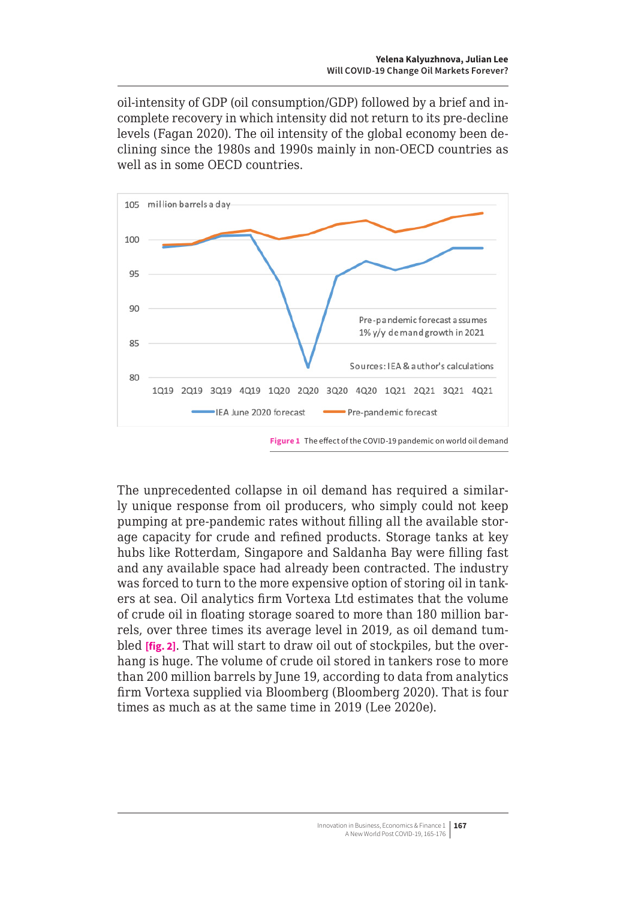oil-intensity of GDP (oil consumption/GDP) followed by a brief and incomplete recovery in which intensity did not return to its pre-decline levels (Fagan 2020). The oil intensity of the global economy been declining since the 1980s and 1990s mainly in non-OECD countries as well as in some OECD countries.

**Figure 1** The effect of the COVID-19 pandemic on world oil demand

The unprecedented collapse in oil demand has required a similarly unique response from oil producers, who simply could not keep pumping at pre-pandemic rates without filling all the available storage capacity for crude and refined products. Storage tanks at key hubs like Rotterdam, Singapore and Saldanha Bay were filling fast and any available space had already been contracted. The industry was forced to turn to the more expensive option of storing oil in tankers at sea. Oil analytics firm Vortexa Ltd estimates that the volume of crude oil in floating storage soared to more than 180 million barrels, over three times its average level in 2019, as oil demand tumbled [fig. 2]. That will start to draw oil out of stockpiles, but the overhang is huge. The volume of crude oil stored in tankers rose to more than 200 million barrels by June 19, according to data from analytics firm Vortexa supplied via Bloomberg (Bloomberg 2020). That is four times as much as at the same time in 2019 (Lee 2020e).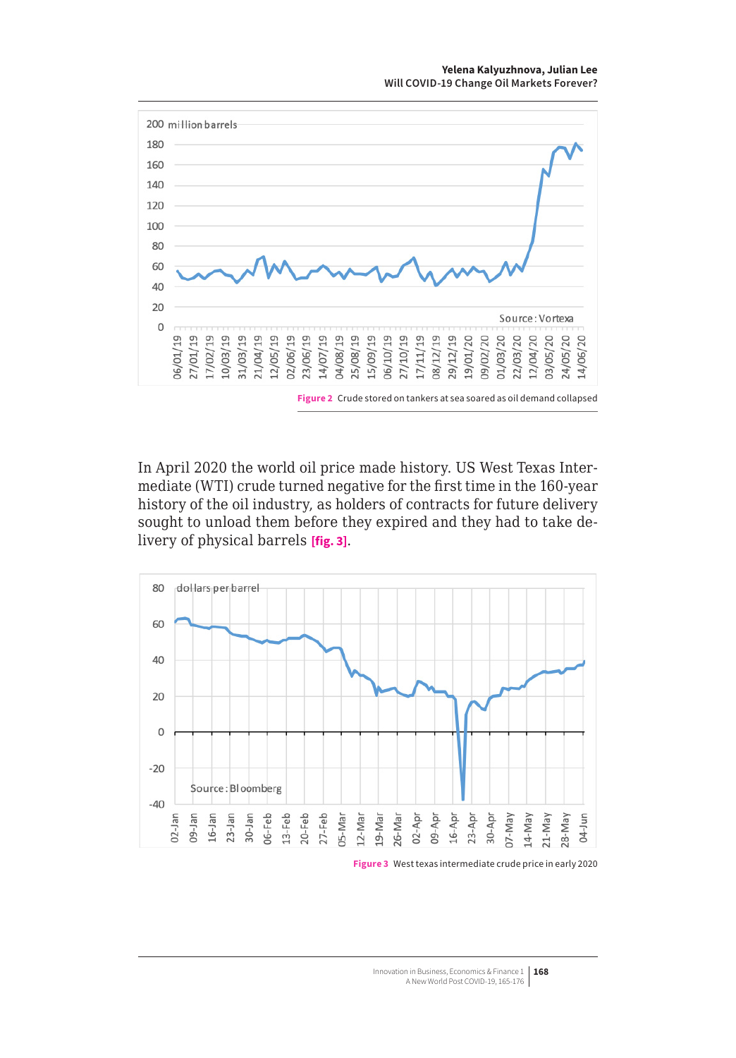Figure 2 Crude stored on tankers at sea soared as oil demand collapsed

In April 2020 the world oil price made history. US West Texas Intermediate (WTI) crude turned negative for the first time in the 160-year history of the oil industry, as holders of contracts for future delivery sought to unload them before they expired and they had to take delivery of physical barrels [fig. 3].

Figure 3 West texas intermediate crude price in early 2020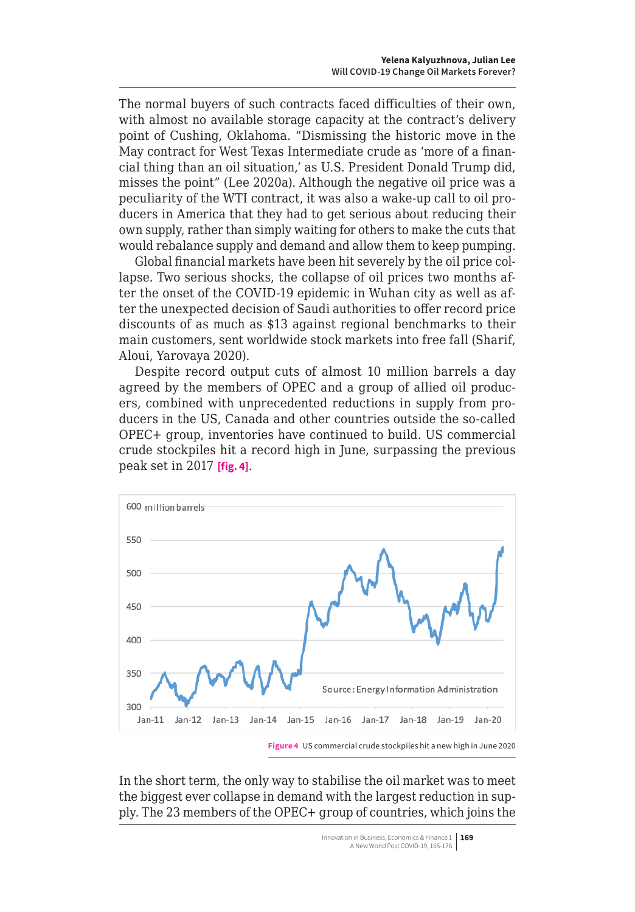The normal buyers of such contracts faced difficulties of their own, with almost no available storage capacity at the contract's delivery point of Cushing, Oklahoma. "Dismissing the historic move in the May contract for West Texas Intermediate crude as 'more of a financial thing than an oil situation,' as U.S. President Donald Trump did, misses the point" (Lee 2020a). Although the negative oil price was a peculiarity of the WTI contract, it was also a wake-up call to oil producers in America that they had to get serious about reducing their own supply, rather than simply waiting for others to make the cuts that would rebalance supply and demand and allow them to keep pumping.

Global financial markets have been hit severely by the oil price collapse. Two serious shocks, the collapse of oil prices two months after the onset of the COVID-19 epidemic in Wuhan city as well as after the unexpected decision of Saudi authorities to offer record price discounts of as much as $13 against regional benchmarks to their main customers, sent worldwide stock markets into free fall (Sharif, Aloui, Yarovaya 2020).

Despite record output cuts of almost 10 million barrels a day agreed by the members of OPEC and a group of allied oil producers, combined with unprecedented reductions in supply from producers in the US, Canada and other countries outside the so-called OPEC+ group, inventories have continued to build. US commercial crude stockpiles hit a record high in June, surpassing the previous peak set in 2017 **[fig. 4]**.

**Figure 4** US commercial crude stockpiles hit a new high in June 2020

In the short term, the only way to stabilise the oil market was to meet the biggest ever collapse in demand with the largest reduction in supply. The 23 members of the OPEC+ group of countries, which joins the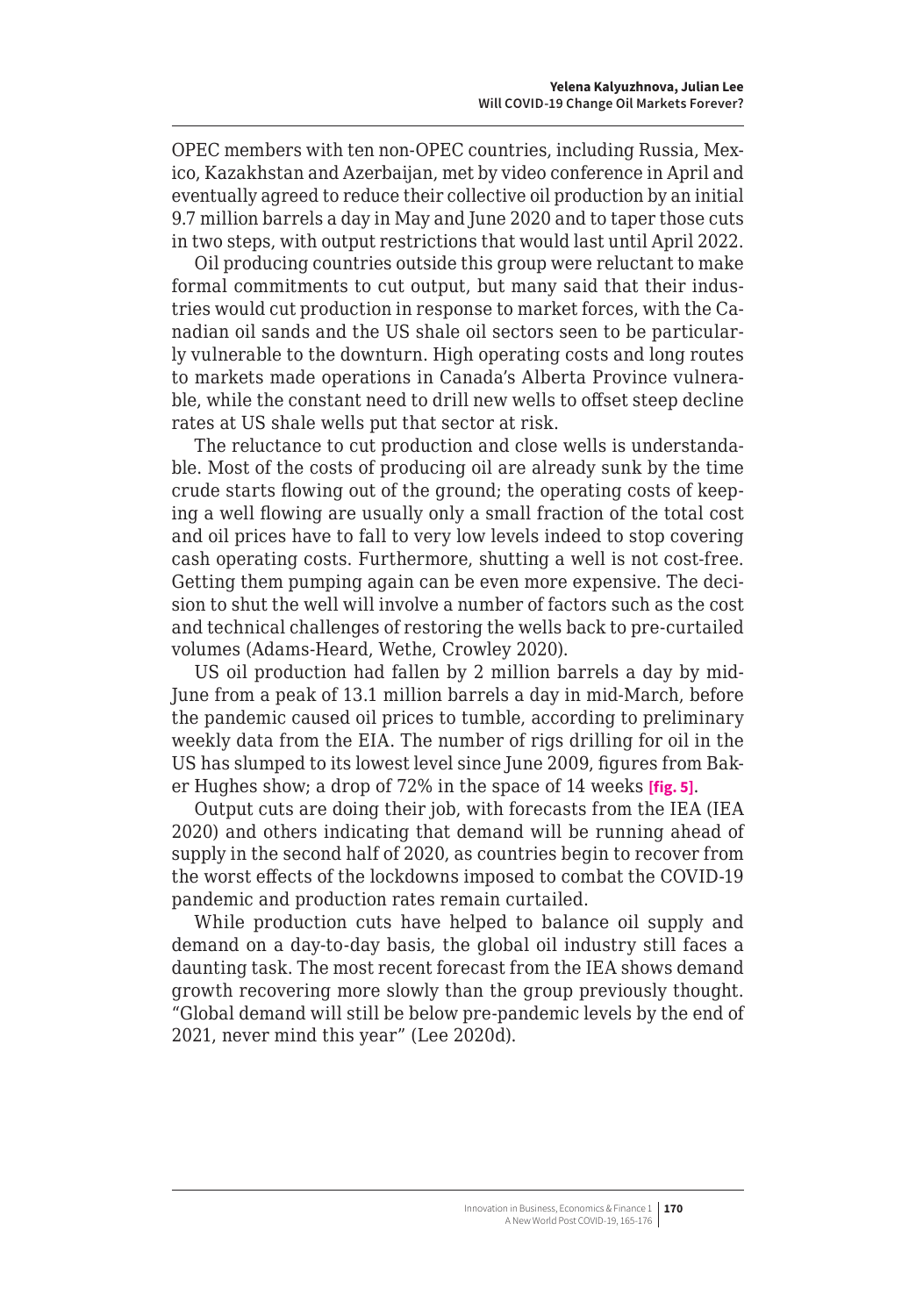OPEC members with ten non-OPEC countries, including Russia, Mexico, Kazakhstan and Azerbaijan, met by video conference in April and eventually agreed to reduce their collective oil production by an initial 9.7 million barrels a day in May and June 2020 and to taper those cuts in two steps, with output restrictions that would last until April 2022.

Oil producing countries outside this group were reluctant to make formal commitments to cut output, but many said that their industries would cut production in response to market forces, with the Canadian oil sands and the US shale oil sectors seen to be particularly vulnerable to the downturn. High operating costs and long routes to markets made operations in Canada's Alberta Province vulnerable, while the constant need to drill new wells to offset steep decline rates at US shale wells put that sector at risk.

The reluctance to cut production and close wells is understandable. Most of the costs of producing oil are already sunk by the time crude starts flowing out of the ground; the operating costs of keeping a well flowing are usually only a small fraction of the total cost and oil prices have to fall to very low levels indeed to stop covering cash operating costs. Furthermore, shutting a well is not cost-free. Getting them pumping again can be even more expensive. The decision to shut the well will involve a number of factors such as the cost and technical challenges of restoring the wells back to pre-curtailed volumes (Adams-Heard, Wethe, Crowley 2020).

US oil production had fallen by 2 million barrels a day by mid-June from a peak of 13.1 million barrels a day in mid-March, before the pandemic caused oil prices to tumble, according to preliminary weekly data from the EIA. The number of rigs drilling for oil in the US has slumped to its lowest level since June 2009, figures from Baker Hughes show; a drop of 72% in the space of 14 weeks **[fig. 5]**.

Output cuts are doing their job, with forecasts from the IEA (IEA 2020) and others indicating that demand will be running ahead of supply in the second half of 2020, as countries begin to recover from the worst effects of the lockdowns imposed to combat the COVID-19 pandemic and production rates remain curtailed.

While production cuts have helped to balance oil supply and demand on a day-to-day basis, the global oil industry still faces a daunting task. The most recent forecast from the IEA shows demand growth recovering more slowly than the group previously thought. "Global demand will still be below pre-pandemic levels by the end of 2021, never mind this year" (Lee 2020d).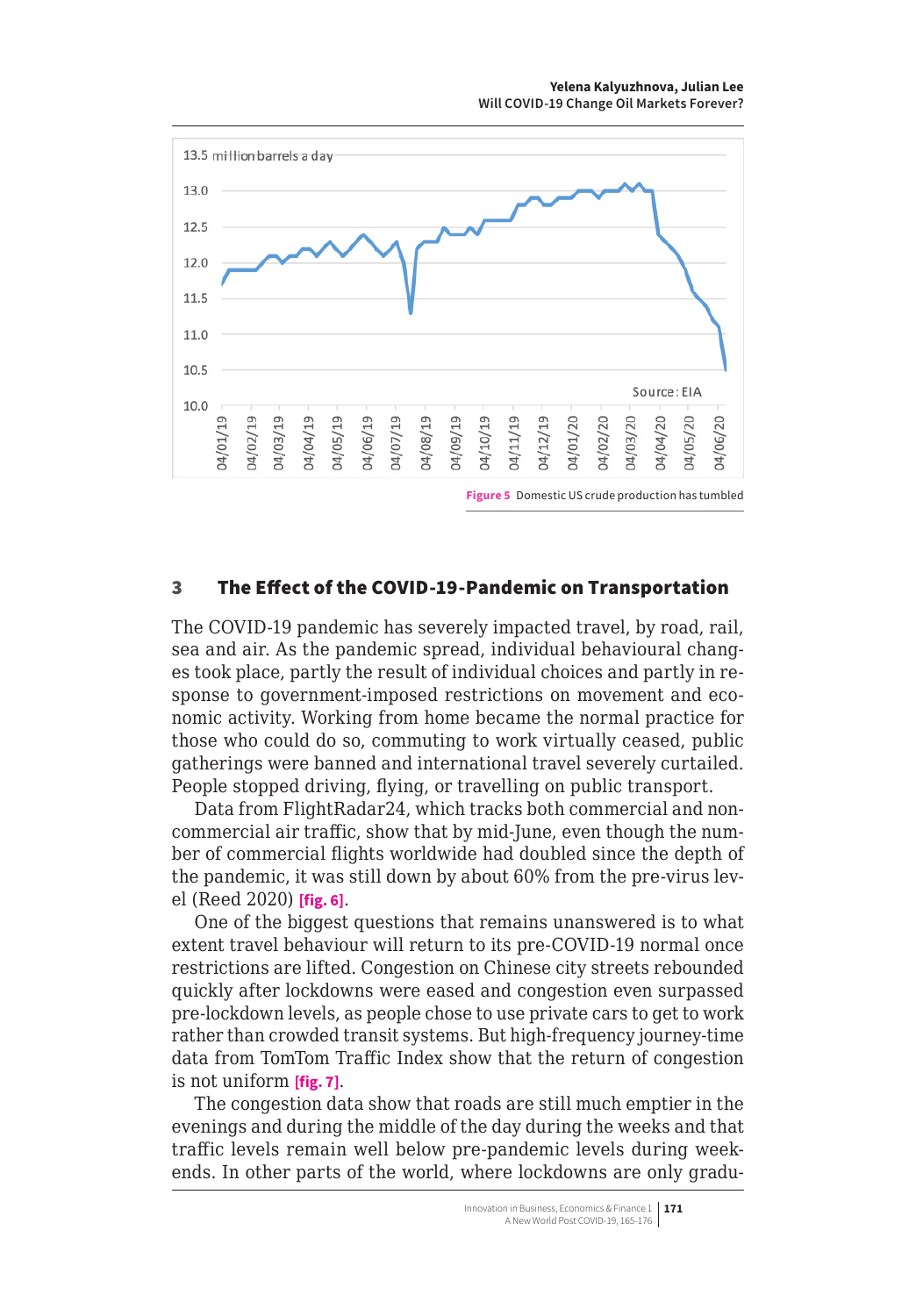Figure 5 Domestic US crude production has tumbled

## 3 The Effect of the COVID-19-Pandemic on Transportation

The COVID-19 pandemic has severely impacted travel, by road, rail, sea and air. As the pandemic spread, individual behavioural changes took place, partly the result of individual choices and partly in response to government-imposed restrictions on movement and economic activity. Working from home became the normal practice for those who could do so, commuting to work virtually ceased, public gatherings were banned and international travel severely curtailed. People stopped driving, flying, or travelling on public transport.

Data from FlightRadar24, which tracks both commercial and non-commercial air traffic, show that by mid-June, even though the number of commercial flights worldwide had doubled since the depth of the pandemic, it was still down by about 60% from the pre-virus level (Reed 2020) **[fig. 6]**.

One of the biggest questions that remains unanswered is to what extent travel behaviour will return to its pre-COVID-19 normal once restrictions are lifted. Congestion on Chinese city streets rebounded quickly after lockdowns were eased and congestion even surpassed pre-lockdown levels, as people chose to use private cars to get to work rather than crowded transit systems. But high-frequency journey-time data from TomTom Traffic Index show that the return of congestion is not uniform **[fig. 7]**.

The congestion data show that roads are still much emptier in the evenings and during the middle of the day during the weeks and that traffic levels remain well below pre-pandemic levels during weekends. In other parts of the world, where lockdowns are only gradu-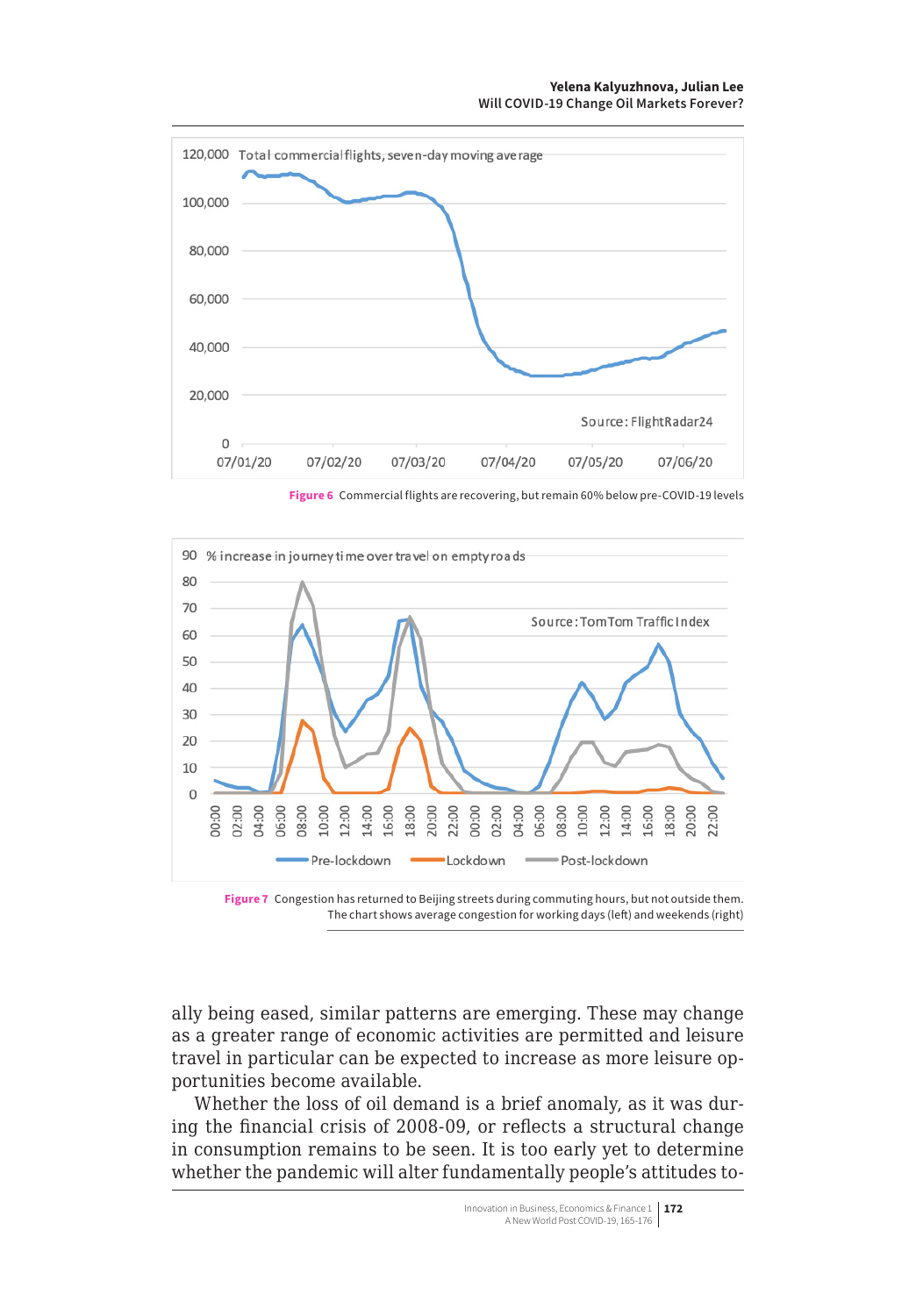Figure 6 Commercial flights are recovering, but remain 60% below pre-COVID-19 levels

Figure 7 Congestion has returned to Beijing streets during commuting hours, but not outside them. The chart shows average congestion for working days (left) and weekends (right)

ally being eased, similar patterns are emerging. These may change as a greater range of economic activities are permitted and leisure travel in particular can be expected to increase as more leisure opportunities become available.

Whether the loss of oil demand is a brief anomaly, as it was during the financial crisis of 2008-09, or reflects a structural change in consumption remains to be seen. It is too early yet to determine whether the pandemic will alter fundamentally people's attitudes to-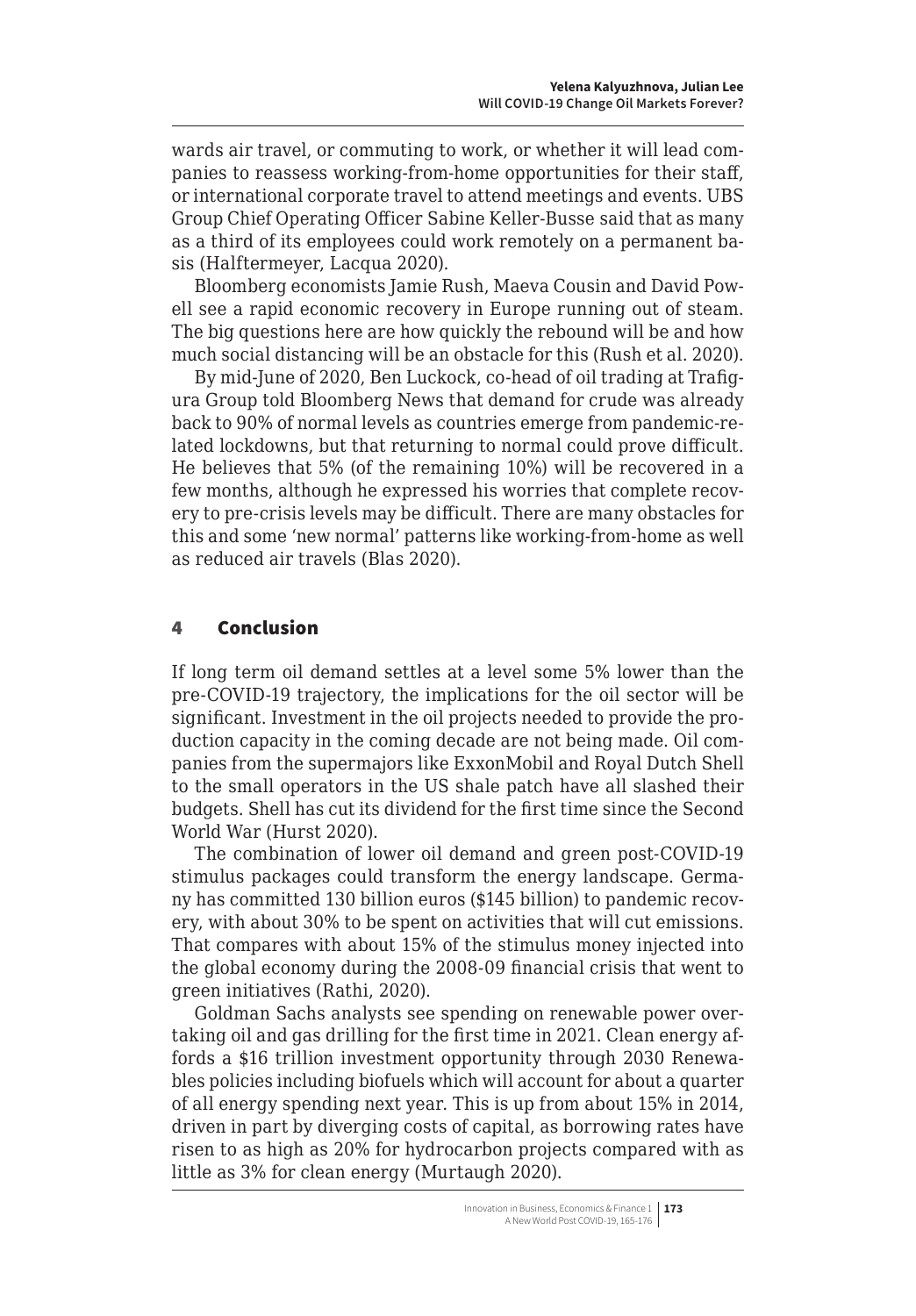wards air travel, or commuting to work, or whether it will lead companies to reassess working-from-home opportunities for their staff, or international corporate travel to attend meetings and events. UBS Group Chief Operating Officer Sabine Keller-Busse said that as many as a third of its employees could work remotely on a permanent basis (Halftermeyer, Lacqua 2020).

Bloomberg economists Jamie Rush, Maeva Cousin and David Powell see a rapid economic recovery in Europe running out of steam. The big questions here are how quickly the rebound will be and how much social distancing will be an obstacle for this (Rush et al. 2020).

By mid-June of 2020, Ben Luckock, co-head of oil trading at Trafigura Group told Bloomberg News that demand for crude was already back to 90% of normal levels as countries emerge from pandemic-related lockdowns, but that returning to normal could prove difficult. He believes that 5% (of the remaining 10%) will be recovered in a few months, although he expressed his worries that complete recovery to pre-crisis levels may be difficult. There are many obstacles for this and some 'new normal' patterns like working-from-home as well as reduced air travels (Blas 2020).

## 4 Conclusion

If long term oil demand settles at a level some 5% lower than the pre-COVID-19 trajectory, the implications for the oil sector will be significant. Investment in the oil projects needed to provide the production capacity in the coming decade are not being made. Oil companies from the supermajors like ExxonMobil and Royal Dutch Shell to the small operators in the US shale patch have all slashed their budgets. Shell has cut its dividend for the first time since the Second World War (Hurst 2020).

The combination of lower oil demand and green post-COVID-19 stimulus packages could transform the energy landscape. Germany has committed 130 billion euros ($145 billion) to pandemic recovery, with about 30% to be spent on activities that will cut emissions. That compares with about 15% of the stimulus money injected into the global economy during the 2008-09 financial crisis that went to green initiatives (Rathi, 2020).

Goldman Sachs analysts see spending on renewable power overtaking oil and gas drilling for the first time in 2021. Clean energy affords a $16 trillion investment opportunity through 2030 Renewables policies including biofuels which will account for about a quarter of all energy spending next year. This is up from about 15% in 2014, driven in part by diverging costs of capital, as borrowing rates have risen to as high as 20% for hydrocarbon projects compared with as little as 3% for clean energy (Murtaugh 2020).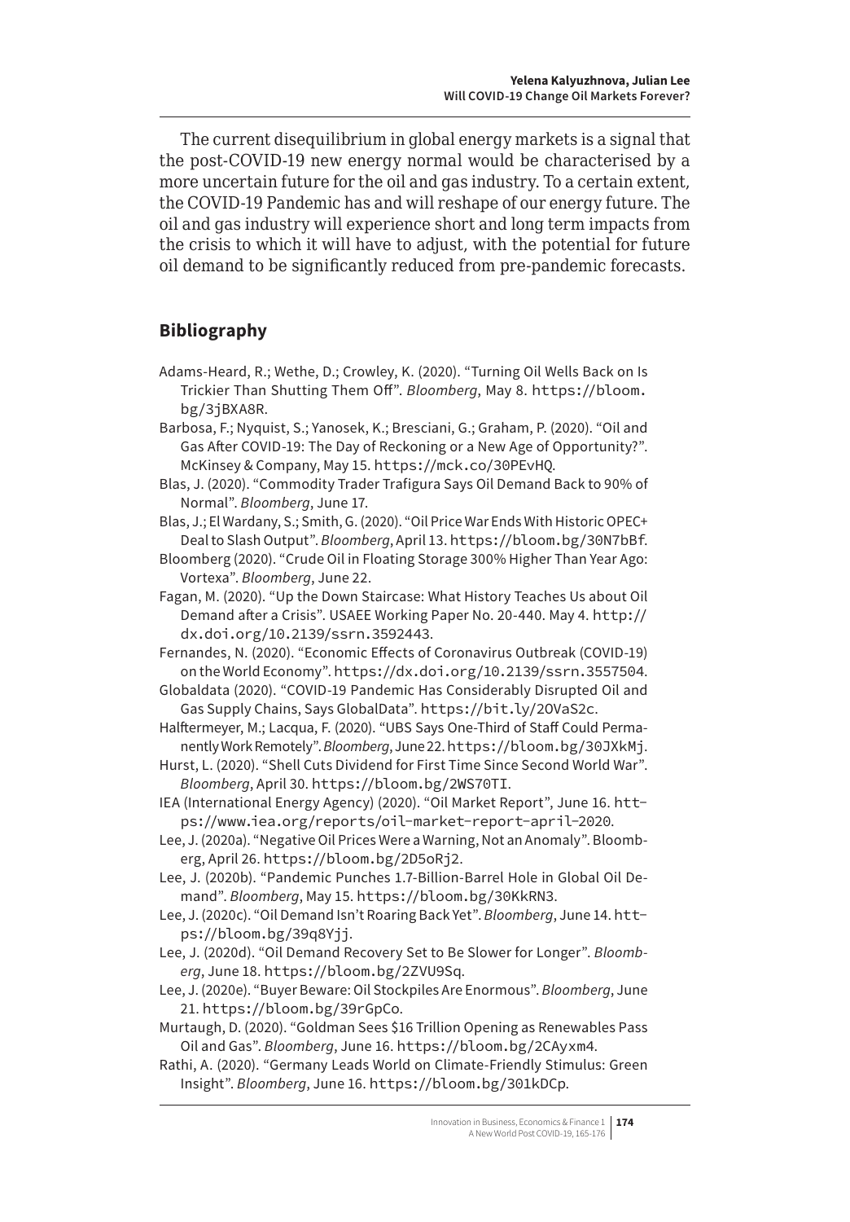The current disequilibrium in global energy markets is a signal that the post-COVID-19 new energy normal would be characterised by a more uncertain future for the oil and gas industry. To a certain extent, the COVID-19 Pandemic has and will reshape of our energy future. The oil and gas industry will experience short and long term impacts from the crisis to which it will have to adjust, with the potential for future oil demand to be significantly reduced from pre-pandemic forecasts.

## Bibliography

Adams-Heard, R.; Wethe, D.; Crowley, K. (2020). "Turning Oil Wells Back on Is Trickier Than Shutting Them Off". *Bloomberg*, May 8. https://bloom.bg/3jBXA8R.

Barbosa, F.; Nyquist, S.; Yanosek, K.; Bresciani, G.; Graham, P. (2020). "Oil and Gas After COVID-19: The Day of Reckoning or a New Age of Opportunity?". McKinsey & Company, May 15. https://mck.co/30PEvHQ.

Blas, J. (2020). "Commodity Trader Trafigura Says Oil Demand Back to 90% of Normal". *Bloomberg*, June 17.

Blas, J.; El Wardany, S.; Smith, G. (2020). "Oil Price War Ends With Historic OPEC+ Deal to Slash Output". *Bloomberg*, April 13. https://bloom.bg/30N7bBf.

Bloomberg (2020). "Crude Oil in Floating Storage 300% Higher Than Year Ago: Vortexa". *Bloomberg*, June 22.

Fagan, M. (2020). "Up the Down Staircase: What History Teaches Us about Oil Demand after a Crisis". USAEE Working Paper No. 20-440. May 4. http://dx.doi.org/10.2139/ssrn.3592443.

Fernandes, N. (2020). "Economic Effects of Coronavirus Outbreak (COVID-19) on the World Economy". https://dx.doi.org/10.2139/ssrn.3557504.

Globaldata (2020). "COVID-19 Pandemic Has Considerably Disrupted Oil and Gas Supply Chains, Says GlobalData". https://bit.ly/2OVaS2c.

Halftermeyer, M.; Lacqua, F. (2020). "UBS Says One-Third of Staff Could Permanently Work Remotely". *Bloomberg*, June 22. https://bloom.bg/30JXkMj.

Hurst, L. (2020). "Shell Cuts Dividend for First Time Since Second World War". *Bloomberg*, April 30. https://bloom.bg/2WS70TI.

IEA (International Energy Agency) (2020). "Oil Market Report", June 16. https://www.iea.org/reports/oil-market-report-april-2020.

Lee, J. (2020a). "Negative Oil Prices Were a Warning, Not an Anomaly". Bloomberg, April 26. https://bloom.bg/2D5oRj2.

Lee, J. (2020b). "Pandemic Punches 1.7-Billion-Barrel Hole in Global Oil Demand". *Bloomberg*, May 15. https://bloom.bg/30KkRN3.

Lee, J. (2020c). "Oil Demand Isn't Roaring Back Yet". *Bloomberg*, June 14. https://bloom.bg/39q8Yjj.

Lee, J. (2020d). "Oil Demand Recovery Set to Be Slower for Longer". *Bloomberg*, June 18. https://bloom.bg/2ZVU9Sq.

Lee, J. (2020e). "Buyer Beware: Oil Stockpiles Are Enormous". *Bloomberg*, June 21. https://bloom.bg/39rGpCo.

Murtaugh, D. (2020). "Goldman Sees $16 Trillion Opening as Renewables Pass Oil and Gas". *Bloomberg*, June 16. https://bloom.bg/2CAyxm4.

Rathi, A. (2020). "Germany Leads World on Climate-Friendly Stimulus: Green Insight". *Bloomberg*, June 16. https://bloom.bg/301kDCp.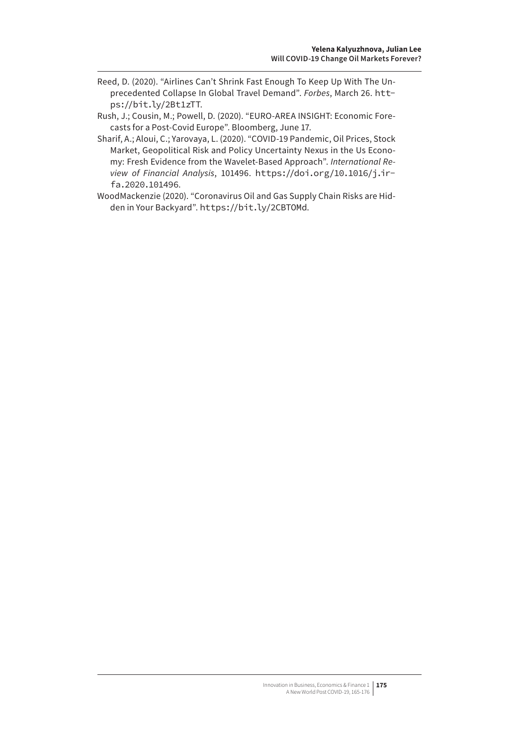Reed, D. (2020). "Airlines Can't Shrink Fast Enough To Keep Up With The Unprecedented Collapse In Global Travel Demand". *Forbes*, March 26. https://bit.ly/2Bt1zTT.

Rush, J.; Cousin, M.; Powell, D. (2020). "EURO-AREA INSIGHT: Economic Forecasts for a Post-Covid Europe". Bloomberg, June 17.

Sharif, A.; Aloui, C.; Yarovaya, L. (2020). "COVID-19 Pandemic, Oil Prices, Stock Market, Geopolitical Risk and Policy Uncertainty Nexus in the Us Economy: Fresh Evidence from the Wavelet-Based Approach". *International Review of Financial Analysis*, 101496. https://doi.org/10.1016/j.irfa.2020.101496.

WoodMackenzie (2020). "Coronavirus Oil and Gas Supply Chain Risks are Hidden in Your Backyard". https://bit.ly/2CBTOMd.